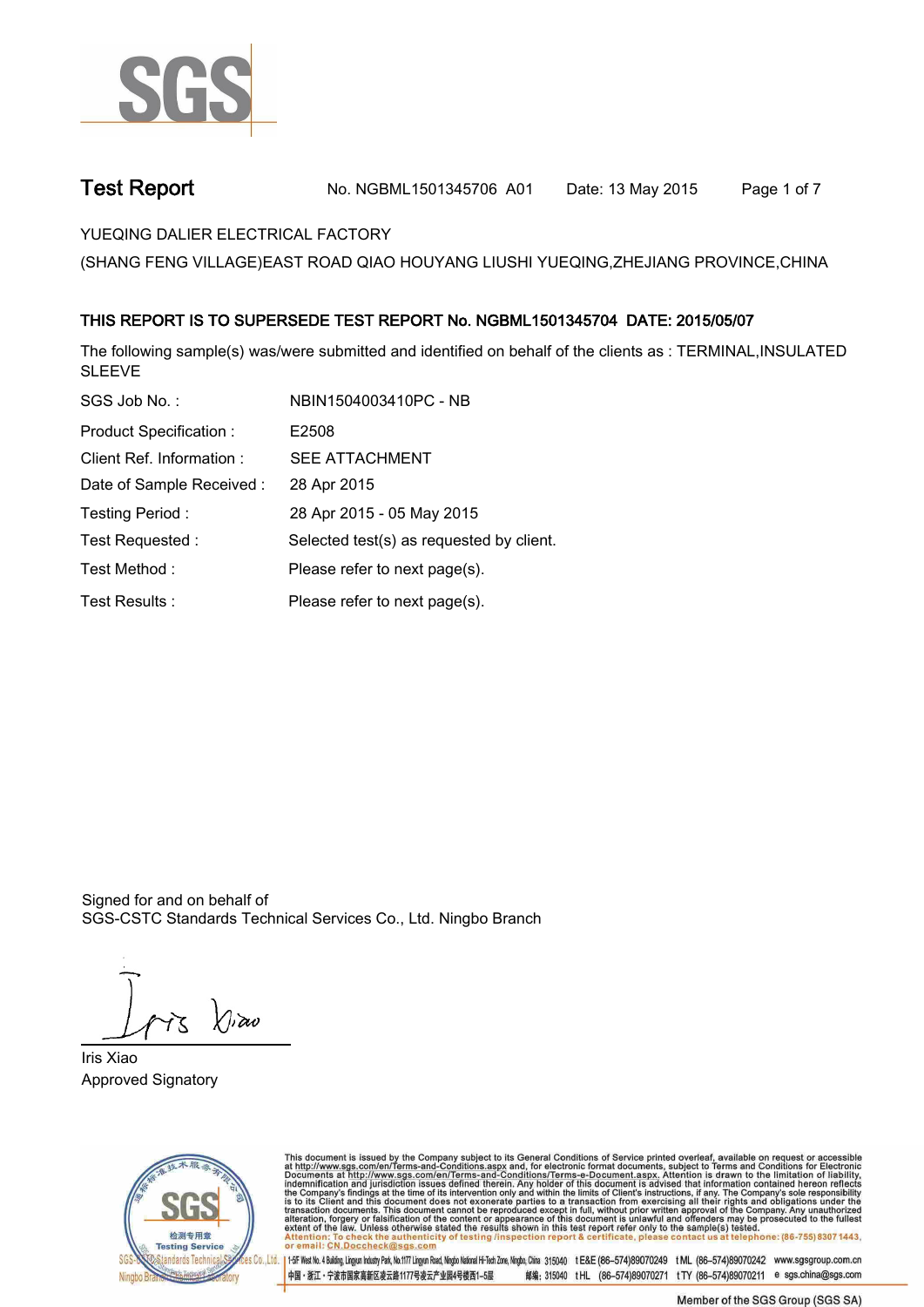# Test Report

No. NGBML1501345706 A01 Date: 13 May 2015

YUEQING DALIER ELECTRICAL FACTORY

(SHANG FENG VILLAGE)EAST ROAD QIAO HOUYANG LIUSHI YUEQING,ZHEJIANG PROVINCE,CHINA

**THIS REPORT IS TO SUPERSEDE TEST REPORT No. NGBML1501345704 DATE: 2015/05/07**

The following sample(s) was/were submitted and identified on behalf of the clients as : TERMINAL,INSULATED SLEEVE

| | |
|---|---|
| SGS Job No. : | NBIN1504003410PC - NB |
| Product Specification : | E2508 |
| Client Ref. Information : | SEE ATTACHMENT |
| Date of Sample Received : | 28 Apr 2015 |
| Testing Period : | 28 Apr 2015 - 05 May 2015 |
| Test Requested : | Selected test(s) as requested by client. |
| Test Method : | Please refer to next page(s). |
| Test Results : | Please refer to next page(s). |

Signed for and on behalf of
SGS-CSTC Standards Technical Services Co., Ltd. Ningbo Branch

Iris Xiao
Approved Signatory

This document is issued by the Company subject to its General Conditions of Service printed overleaf, available on request or accessible at http://www.sgs.com/en/Terms-and-Conditions.aspx and, for electronic format documents, subject to Terms and Conditions for Electronic Documents at http://www.sgs.com/en/Terms-and-Conditions/Terms-e-Document.aspx. Attention is drawn to the limitation of liability, indemnification and jurisdiction issues defined therein. Any holder of this document is advised that information contained hereon reflects the Company's findings at the time of its intervention only and within the limits of Client's instructions, if any. The Company's sole responsibility is to its Client and this document does not exonerate parties to a transaction from exercising all their rights and obligations under the transaction documents. This document cannot be reproduced except in full, without prior written approval of the Company. Any unauthorized alteration, forgery or falsification of the content or appearance of this document is unlawful and offenders may be prosecuted to the fullest extent of the law. Unless otherwise stated the results shown in this test report refer only to the sample(s) tested.
Attention: To check the authenticity of testing /inspection report & certificate, please contact us at telephone: (86-755) 8307 1443, or email: CN.Doccheck@sgs.com

1-5F West No. 4 Building, Lingyun Industry Park, No.1177 Lingyun Road, Ningbo National Hi-Tech Zone, Ningbo, China 315040 t E&E (86-574)89070249 t ML (86-574)89070242 www.sgsgroup.com.cn
中国・浙江・宁波市国家高新区凌云路1177号凌云产业园4号楼西1-5层 邮编: 315040 t HL (86-574)89070271 t TY (86-574)89070211 e sgs.china@sgs.com

Member of the SGS Group (SGS SA)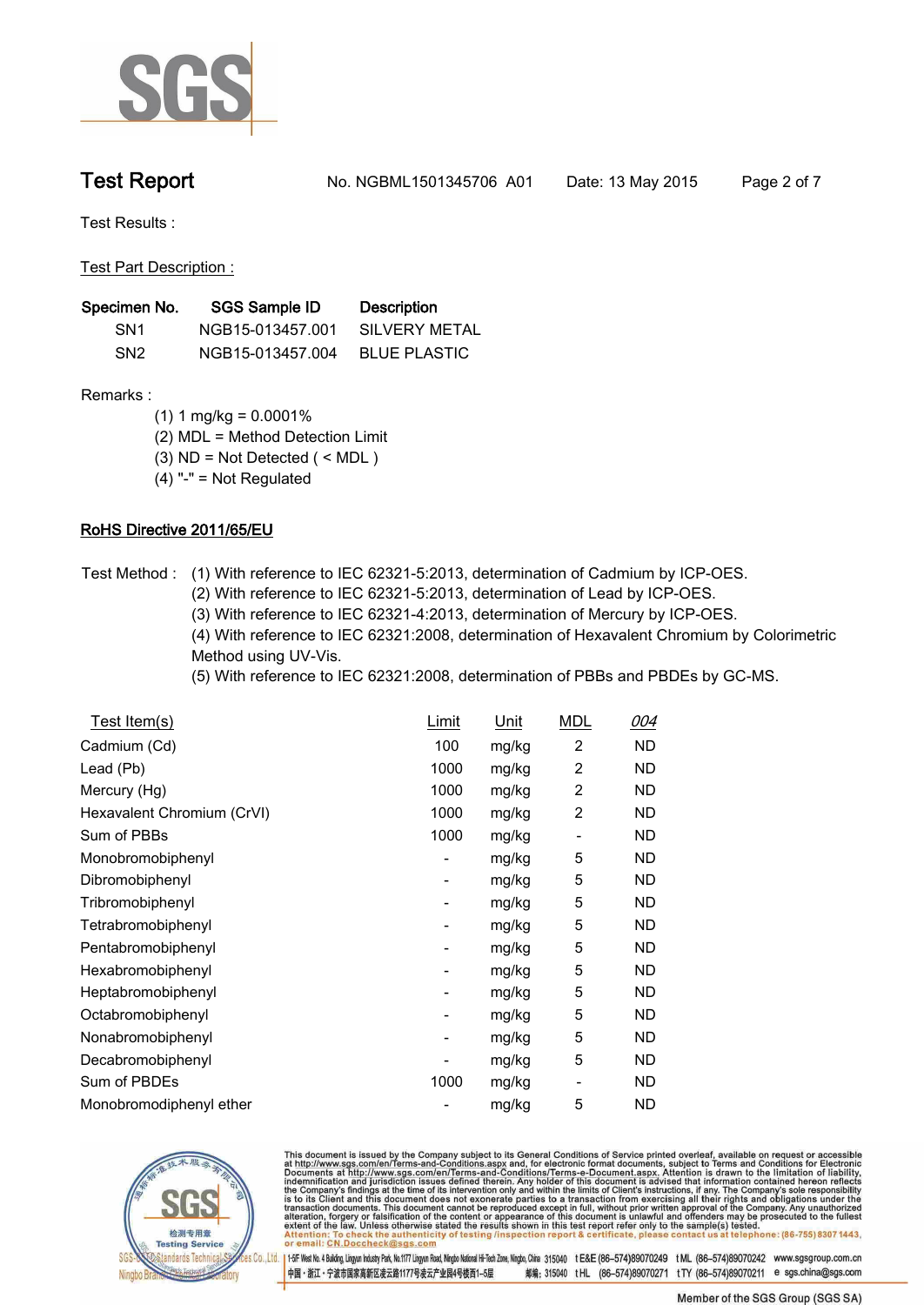# Test Report

No. NGBML1501345706 A01 Date: 13 May 2015

Test Results :

Test Part Description :

| Specimen No. | SGS Sample ID | Description |
|---|---|---|
| SN1 | NGB15-013457.001 | SILVERY METAL |
| SN2 | NGB15-013457.004 | BLUE PLASTIC |

Remarks :

(1) 1 mg/kg = 0.0001%
(2) MDL = Method Detection Limit
(3) ND = Not Detected ( < MDL )
(4) "-" = Not Regulated

## RoHS Directive 2011/65/EU

Test Method : (1) With reference to IEC 62321-5:2013, determination of Cadmium by ICP-OES.
(2) With reference to IEC 62321-5:2013, determination of Lead by ICP-OES.
(3) With reference to IEC 62321-4:2013, determination of Mercury by ICP-OES.
(4) With reference to IEC 62321:2008, determination of Hexavalent Chromium by Colorimetric Method using UV-Vis.
(5) With reference to IEC 62321:2008, determination of PBBs and PBDEs by GC-MS.

| Test Item(s) | Limit | Unit | MDL | 004 |
|---|---|---|---|---|
| Cadmium (Cd) | 100 | mg/kg | 2 | ND |
| Lead (Pb) | 1000 | mg/kg | 2 | ND |
| Mercury (Hg) | 1000 | mg/kg | 2 | ND |
| Hexavalent Chromium (CrVI) | 1000 | mg/kg | 2 | ND |
| Sum of PBBs | 1000 | mg/kg | - | ND |
| Monobromobiphenyl | - | mg/kg | 5 | ND |
| Dibromobiphenyl | - | mg/kg | 5 | ND |
| Tribromobiphenyl | - | mg/kg | 5 | ND |
| Tetrabromobiphenyl | - | mg/kg | 5 | ND |
| Pentabromobiphenyl | - | mg/kg | 5 | ND |
| Hexabromobiphenyl | - | mg/kg | 5 | ND |
| Heptabromobiphenyl | - | mg/kg | 5 | ND |
| Octabromobiphenyl | - | mg/kg | 5 | ND |
| Nonabromobiphenyl | - | mg/kg | 5 | ND |
| Decabromobiphenyl | - | mg/kg | 5 | ND |
| Sum of PBDEs | 1000 | mg/kg | - | ND |
| Monobromodiphenyl ether | - | mg/kg | 5 | ND |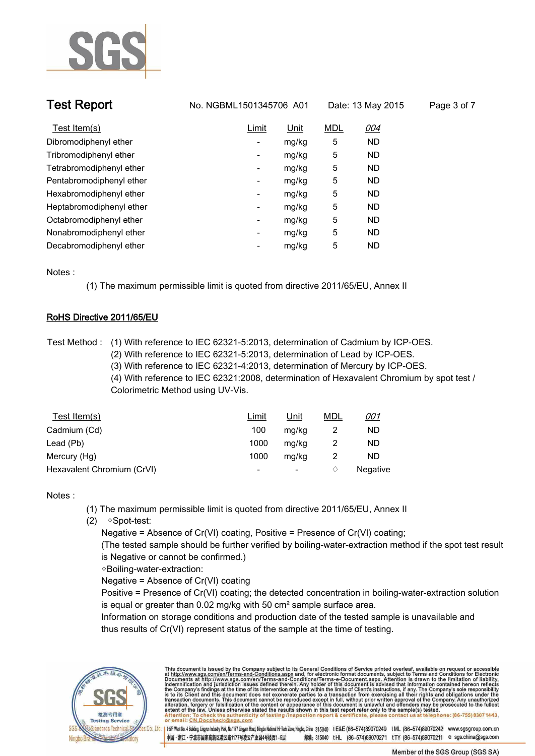| Test Item(s) | Limit | Unit | MDL | 004 |
|---|---|---|---|---|
| Dibromodiphenyl ether | - | mg/kg | 5 | ND |
| Tribromodiphenyl ether | - | mg/kg | 5 | ND |
| Tetrabromodiphenyl ether | - | mg/kg | 5 | ND |
| Pentabromodiphenyl ether | - | mg/kg | 5 | ND |
| Hexabromodiphenyl ether | - | mg/kg | 5 | ND |
| Heptabromodiphenyl ether | - | mg/kg | 5 | ND |
| Octabromodiphenyl ether | - | mg/kg | 5 | ND |
| Nonabromodiphenyl ether | - | mg/kg | 5 | ND |
| Decabromodiphenyl ether | - | mg/kg | 5 | ND |

Notes :

(1) The maximum permissible limit is quoted from directive 2011/65/EU, Annex II

## RoHS Directive 2011/65/EU

Test Method :
(1) With reference to IEC 62321-5:2013, determination of Cadmium by ICP-OES.
(2) With reference to IEC 62321-5:2013, determination of Lead by ICP-OES.
(3) With reference to IEC 62321-4:2013, determination of Mercury by ICP-OES.
(4) With reference to IEC 62321:2008, determination of Hexavalent Chromium by spot test / Colorimetric Method using UV-Vis.

| Test Item(s) | Limit | Unit | MDL | 001 |
|---|---|---|---|---|
| Cadmium (Cd) | 100 | mg/kg | 2 | ND |
| Lead (Pb) | 1000 | mg/kg | 2 | ND |
| Mercury (Hg) | 1000 | mg/kg | 2 | ND |
| Hexavalent Chromium (CrVI) | - | - | ◊ | Negative |

Notes :

(1) The maximum permissible limit is quoted from directive 2011/65/EU, Annex II

(2) ◊Spot-test:

Negative = Absence of Cr(VI) coating, Positive = Presence of Cr(VI) coating;

(The tested sample should be further verified by boiling-water-extraction method if the spot test result is Negative or cannot be confirmed.)

◊Boiling-water-extraction:

Negative = Absence of Cr(VI) coating

Positive = Presence of Cr(VI) coating; the detected concentration in boiling-water-extraction solution is equal or greater than 0.02 mg/kg with 50 cm² sample surface area.

Information on storage conditions and production date of the tested sample is unavailable and thus results of Cr(VI) represent status of the sample at the time of testing.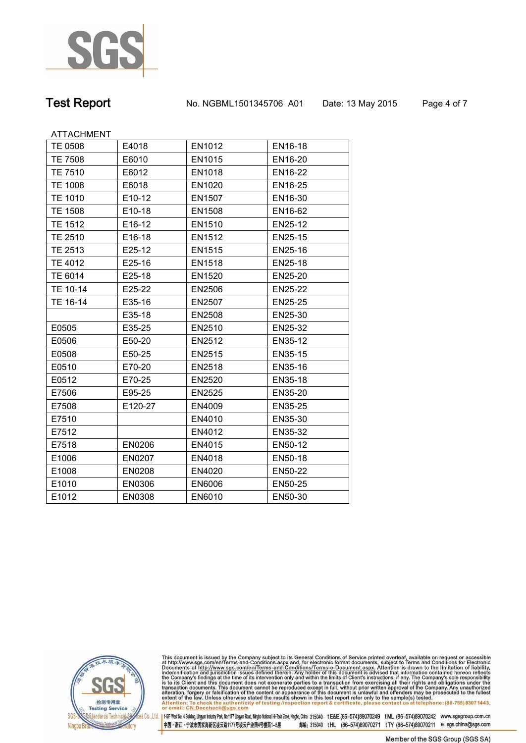# Test Report

No. NGBML1501345706 A01 Date: 13 May 2015

ATTACHMENT

| TE 0508 | E4018 | EN1012 | EN16-18 |
|---|---|---|---|
| TE 7508 | E6010 | EN1015 | EN16-20 |
| TE 7510 | E6012 | EN1018 | EN16-22 |
| TE 1008 | E6018 | EN1020 | EN16-25 |
| TE 1010 | E10-12 | EN1507 | EN16-30 |
| TE 1508 | E10-18 | EN1508 | EN16-62 |
| TE 1512 | E16-12 | EN1510 | EN25-12 |
| TE 2510 | E16-18 | EN1512 | EN25-15 |
| TE 2513 | E25-12 | EN1515 | EN25-16 |
| TE 4012 | E25-16 | EN1518 | EN25-18 |
| TE 6014 | E25-18 | EN1520 | EN25-20 |
| TE 10-14 | E25-22 | EN2506 | EN25-22 |
| TE 16-14 | E35-16 | EN2507 | EN25-25 |
| | E35-18 | EN2508 | EN25-30 |
| E0505 | E35-25 | EN2510 | EN25-32 |
| E0506 | E50-20 | EN2512 | EN35-12 |
| E0508 | E50-25 | EN2515 | EN35-15 |
| E0510 | E70-20 | EN2518 | EN35-16 |
| E0512 | E70-25 | EN2520 | EN35-18 |
| E7506 | E95-25 | EN2525 | EN35-20 |
| E7508 | E120-27 | EN4009 | EN35-25 |
| E7510 | | EN4010 | EN35-30 |
| E7512 | | EN4012 | EN35-32 |
| E7518 | EN0206 | EN4015 | EN50-12 |
| E1006 | EN0207 | EN4018 | EN50-18 |
| E1008 | EN0208 | EN4020 | EN50-22 |
| E1010 | EN0306 | EN6006 | EN50-25 |
| E1012 | EN0308 | EN6010 | EN50-30 |

This document is issued by the Company subject to its General Conditions of Service printed overleaf, available on request or accessible at http://www.sgs.com/en/Terms-and-Conditions.aspx and, for electronic format documents, subject to Terms and Conditions for Electronic Documents at http://www.sgs.com/en/Terms-and-Conditions/Terms-e-Document.aspx. Attention is drawn to the limitation of liability, indemnification and jurisdiction issues defined therein. Any holder of this document is advised that information contained hereon reflects the Company's findings at the time of its intervention only and within the limits of Client's instructions, if any. The Company's sole responsibility is to its Client and this document does not exonerate parties to a transaction from exercising all their rights and obligations under the transaction documents. This document cannot be reproduced except in full, without prior written approval of the Company. Any unauthorized alteration, forgery or falsification of the content or appearance of this document is unlawful and offenders may be prosecuted to the fullest extent of the law. Unless otherwise stated the results shown in this test report refer only to the sample(s) tested.
Attention: To check the authenticity of testing /inspection report & certificate, please contact us at telephone: (86-755) 8307 1443, or email: CN.Doccheck@sgs.com

SGS-CSTC Standards Technical Services Co., Ltd. Ningbo Branch Chemical Laboratory

1-5F West No. 4 Building, Lingyun Industry Park, No.1177 Lingyun Road, Ningbo National Hi-Tech Zone, Ningbo, China 315040 t E&E (86-574)89070249 t ML (86-574)89070242 www.sgsgroup.com.cn
中国・浙江・宁波市国家高新区凌云路1177号凌云产业园4号楼西1-5层 邮编: 315040 t HL (86-574)89070271 t TY (86-574)89070211 e sgs.china@sgs.com

Member of the SGS Group (SGS SA)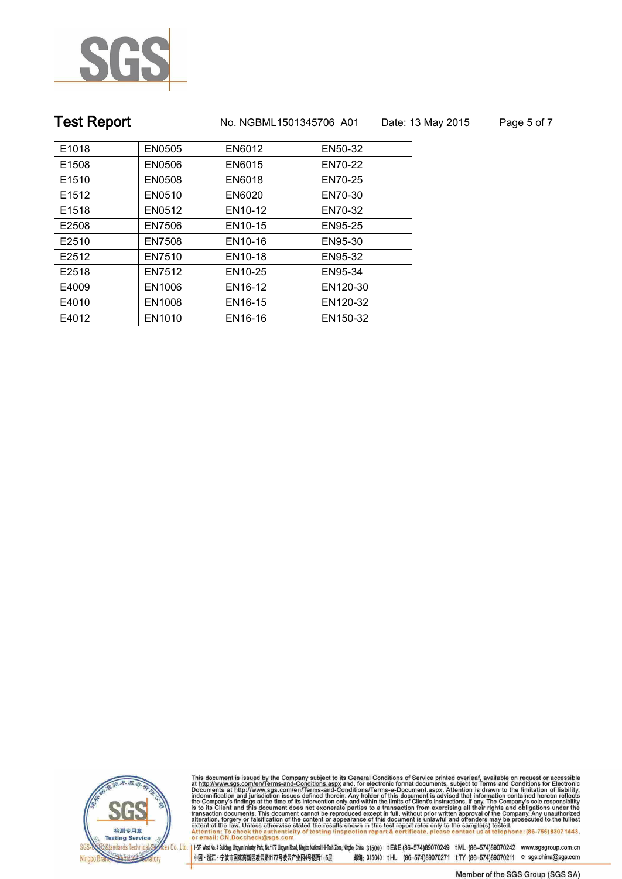| E1018 | EN0505 | EN6012 | EN50-32 |
|---|---|---|---|
| E1508 | EN0506 | EN6015 | EN70-22 |
| E1510 | EN0508 | EN6018 | EN70-25 |
| E1512 | EN0510 | EN6020 | EN70-30 |
| E1518 | EN0512 | EN10-12 | EN70-32 |
| E2508 | EN7506 | EN10-15 | EN95-25 |
| E2510 | EN7508 | EN10-16 | EN95-30 |
| E2512 | EN7510 | EN10-18 | EN95-32 |
| E2518 | EN7512 | EN10-25 | EN95-34 |
| E4009 | EN1006 | EN16-12 | EN120-30 |
| E4010 | EN1008 | EN16-15 | EN120-32 |
| E4012 | EN1010 | EN16-16 | EN150-32 |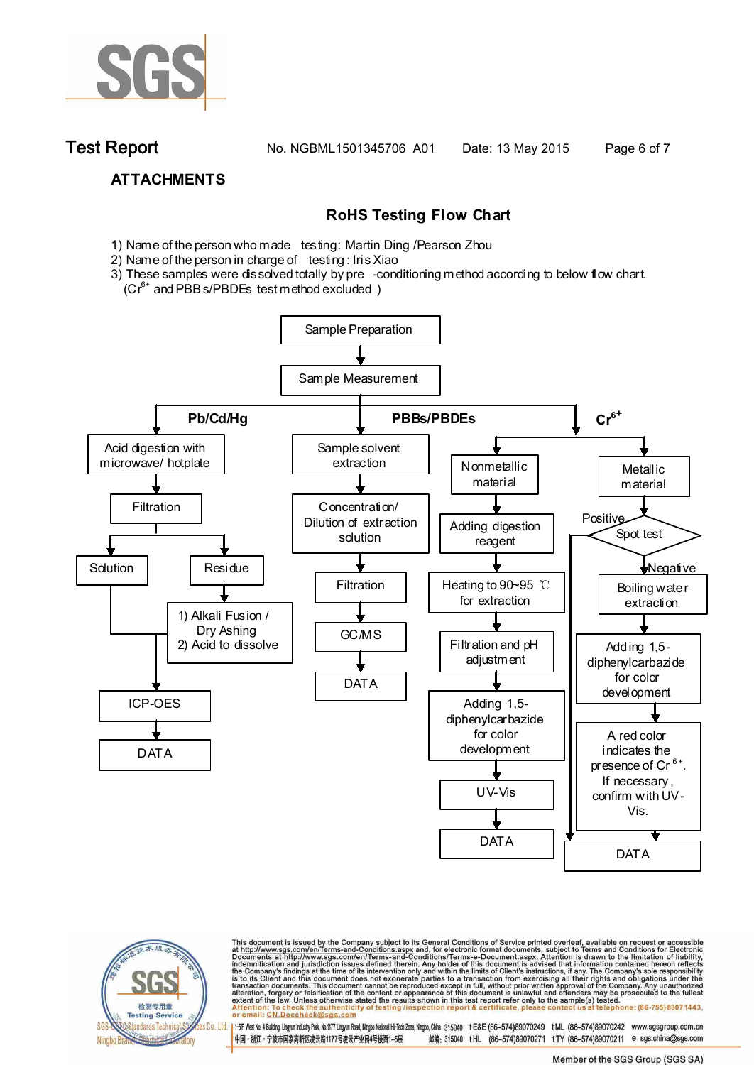# Test Report

No. NGBML1501345706 A01  Date: 13 May 2015

## ATTACHMENTS

### RoHS Testing Flow Chart

1) Name of the person who made testing: Martin Ding /Pearson Zhou
2) Name of the person in charge of testing: Iris Xiao
3) These samples were dissolved totally by pre -conditioning method according to below flow chart.
   ($Cr^{6+}$ and PBBs/PBDEs test method excluded )

Sample Preparation → Sample Measurement

**Pb/Cd/Hg**

- Acid digestion with microwave/ hotplate → Filtration
  - Solution → ICP-OES
  - Residue → 1) Alkali Fusion / Dry Ashing 2) Acid to dissolve → ICP-OES
- ICP-OES → DATA

**PBBs/PBDEs**

- Sample solvent extraction → Concentration/ Dilution of extraction solution → Filtration → GC/MS → DATA

**$Cr^{6+}$**

- Nonmetallic material → Adding digestion reagent → Heating to 90~95 ℃ for extraction → Filtration and pH adjustment → Adding 1,5-diphenylcarbazide for color development → UV-Vis → DATA
- Metallic material → Spot test
  - Positive → DATA
  - Negative → Boiling water extraction → Adding 1,5-diphenylcarbazide for color development → A red color indicates the presence of $Cr^{6+}$. If necessary, confirm with UV-Vis. → DATA

This document is issued by the Company subject to its General Conditions of Service printed overleaf, available on request or accessible at http://www.sgs.com/en/Terms-and-Conditions.aspx and, for electronic format documents, subject to Terms and Conditions for Electronic Documents at http://www.sgs.com/en/Terms-and-Conditions/Terms-e-Document.aspx. Attention is drawn to the limitation of liability, indemnification and jurisdiction issues defined therein. Any holder of this document is advised that information contained hereon reflects the Company's findings at the time of its intervention only and within the limits of Client's instructions, if any. The Company's sole responsibility is to its Client and this document does not exonerate parties to a transaction from exercising all their rights and obligations under the transaction documents. This document cannot be reproduced except in full, without prior written approval of the Company. Any unauthorized alteration, forgery or falsification of the content or appearance of this document is unlawful and offenders may be prosecuted to the fullest extent of the law. Unless otherwise stated the results shown in this test report refer only to the sample(s) tested.

Attention: To check the authenticity of testing /inspection report & certificate, please contact us at telephone: (86-755) 8307 1443, or email: CN.Doccheck@sgs.com

SGS-CSTC Standards Technical Services Co., Ltd. Ningbo Branch Testing Laboratory

1-5F West No. 4 Building, Lingyun Industry Park, No.1177 Lingyun Road, Ningbo National Hi-Tech Zone, Ningbo, China 315040 t E&E (86–574)89070249 t ML (86–574)89070242 www.sgsgroup.com.cn

中国・浙江・宁波市国家高新区凌云路1177号凌云产业园4号楼西1–5层 邮编: 315040 t HL (86–574)89070271 t TY (86–574)89070211 e sgs.china@sgs.com

Member of the SGS Group (SGS SA)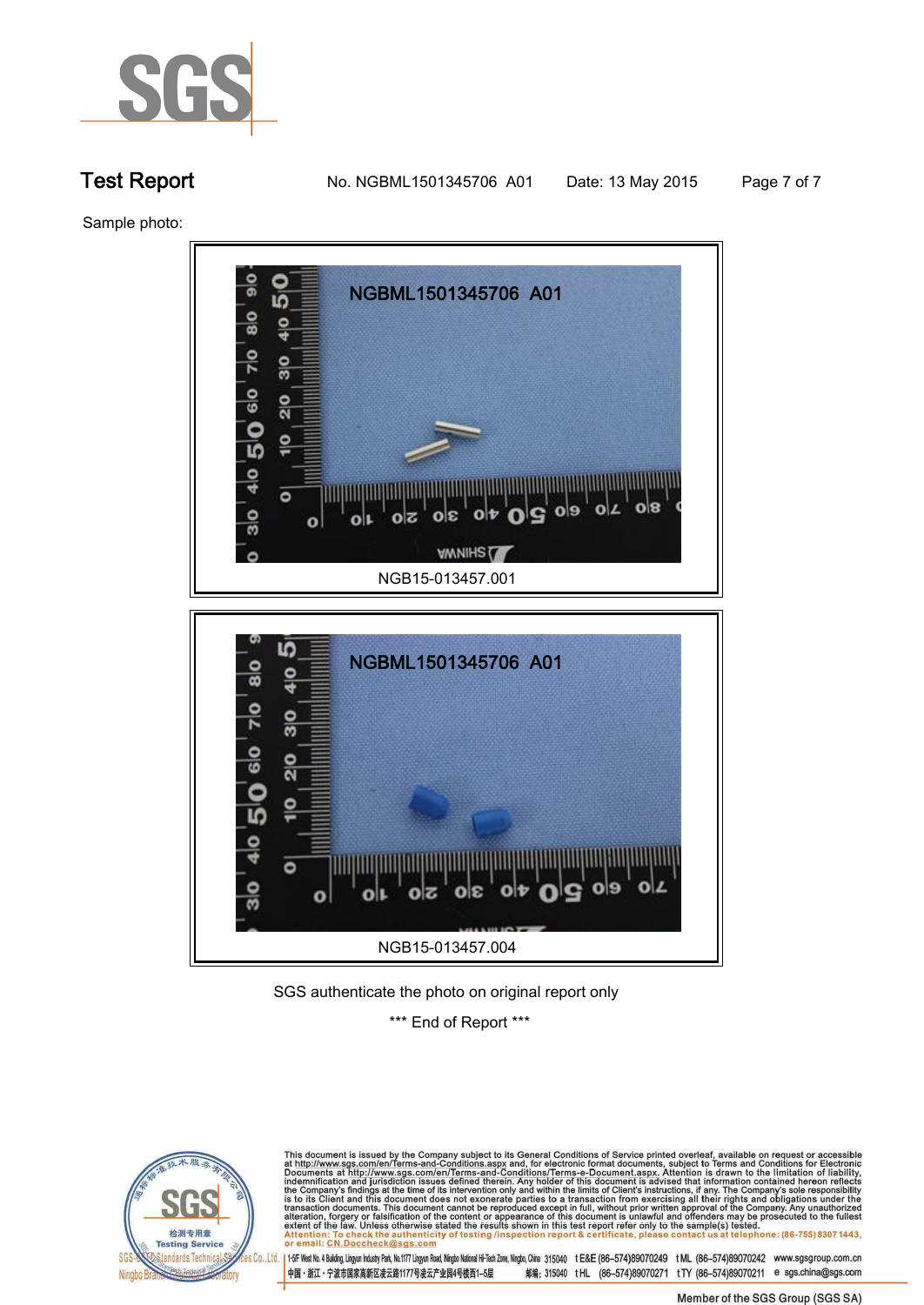# Test Report

No. NGBML1501345706 A01 Date: 13 May 2015

Sample photo:

NGB15-013457.001

NGB15-013457.004

SGS authenticate the photo on original report only

\*\*\* End of Report \*\*\*

This document is issued by the Company subject to its General Conditions of Service printed overleaf, available on request or accessible at http://www.sgs.com/en/Terms-and-Conditions.aspx and, for electronic format documents, subject to Terms and Conditions for Electronic Documents at http://www.sgs.com/en/Terms-and-Conditions/Terms-e-Document.aspx. Attention is drawn to the limitation of liability, indemnification and jurisdiction issues defined therein. Any holder of this document is advised that information contained hereon reflects the Company's findings at the time of its intervention only and within the limits of Client's instructions, if any. The Company's sole responsibility is to its Client and this document does not exonerate parties to a transaction from exercising all their rights and obligations under the transaction documents. This document cannot be reproduced except in full, without prior written approval of the Company. Any unauthorized alteration, forgery or falsification of the content or appearance of this document is unlawful and offenders may be prosecuted to the fullest extent of the law. Unless otherwise stated the results shown in this test report refer only to the sample(s) tested.

Attention: To check the authenticity of testing /inspection report & certificate, please contact us at telephone: (86-755) 8307 1443, or email: CN.Doccheck@sgs.com

1-5/F West No. 4 Building, Lingyun Industry Park, No.1177 Lingyun Road, Ningbo National Hi-Tech Zone, Ningbo, China 315040 t E&E (86-574)89070249 t ML (86-574)89070242 www.sgsgroup.com.cn

中国・浙江・宁波市国家高新区凌云路1177号凌云产业园4号楼西1-5层 邮编: 315040 t HL (86-574)89070271 t TY (86-574)89070211 e sgs.china@sgs.com

Member of the SGS Group (SGS SA)